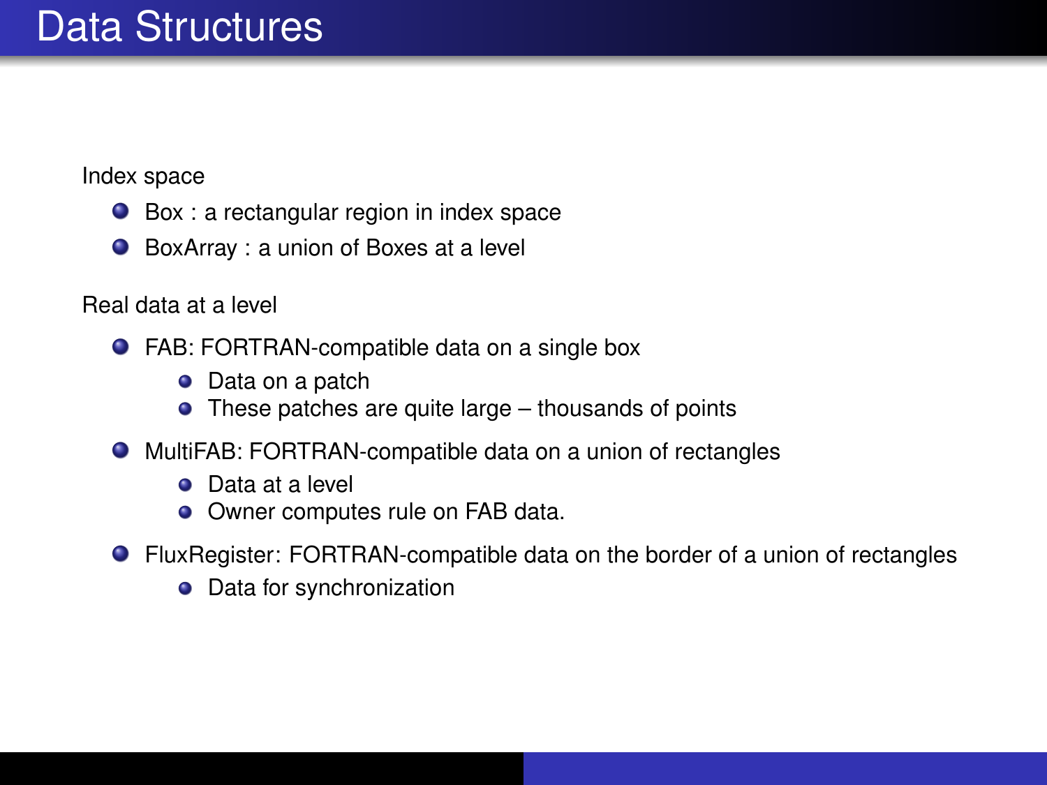# Data Structures

Index space

- Box : a rectangular region in index space
- BoxArray : a union of Boxes at a level

Real data at a level

- FAB: FORTRAN-compatible data on a single box
  - Data on a patch
  - These patches are quite large – thousands of points
- MultiFAB: FORTRAN-compatible data on a union of rectangles
  - Data at a level
  - Owner computes rule on FAB data.
- FluxRegister: FORTRAN-compatible data on the border of a union of rectangles
  - Data for synchronization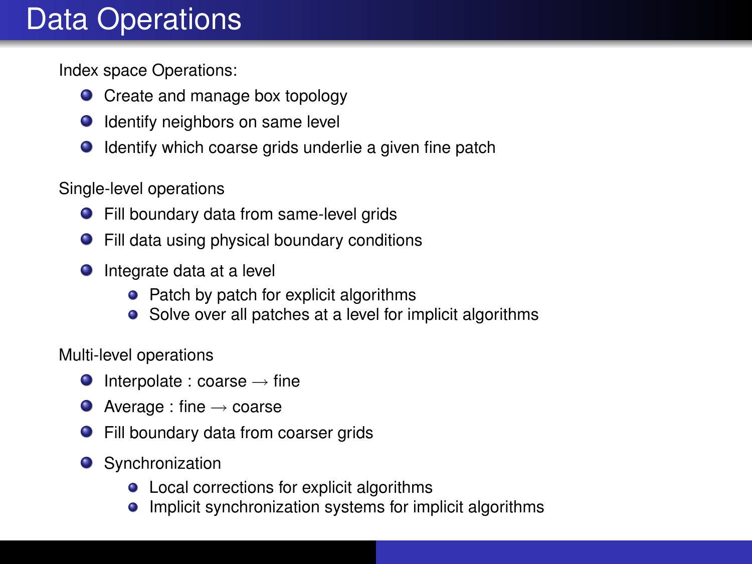# Data Operations

Index space Operations:

- Create and manage box topology
- Identify neighbors on same level
- Identify which coarse grids underlie a given fine patch

Single-level operations

- Fill boundary data from same-level grids
- Fill data using physical boundary conditions
- Integrate data at a level
  - Patch by patch for explicit algorithms
  - Solve over all patches at a level for implicit algorithms

Multi-level operations

- Interpolate : coarse $\rightarrow$ fine
- Average : fine $\rightarrow$ coarse
- Fill boundary data from coarser grids
- Synchronization
  - Local corrections for explicit algorithms
  - Implicit synchronization systems for implicit algorithms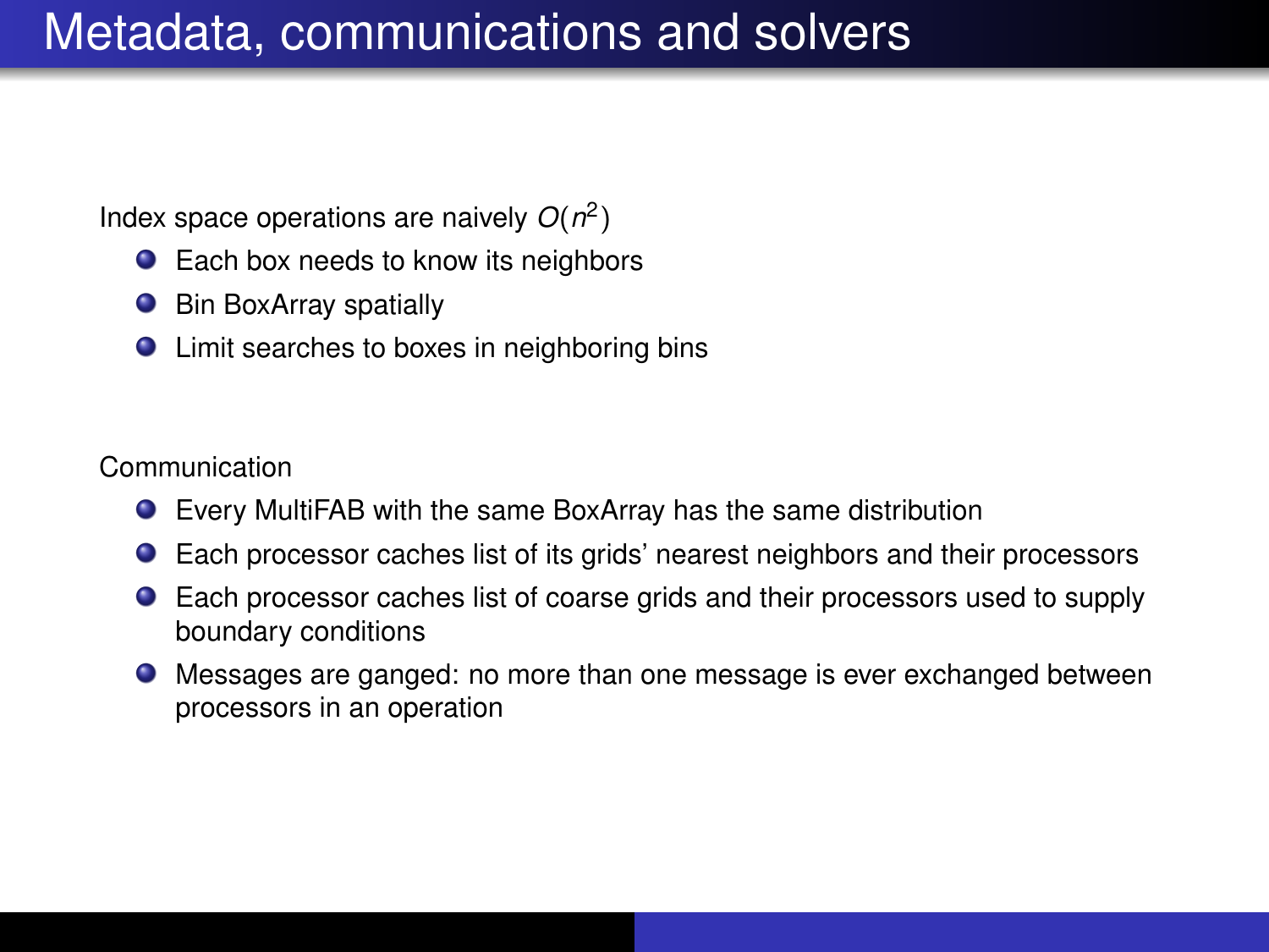# Metadata, communications and solvers

Index space operations are naively $O(n^2)$

- Each box needs to know its neighbors
- Bin BoxArray spatially
- Limit searches to boxes in neighboring bins

Communication

- Every MultiFAB with the same BoxArray has the same distribution
- Each processor caches list of its grids' nearest neighbors and their processors
- Each processor caches list of coarse grids and their processors used to supply boundary conditions
- Messages are ganged: no more than one message is ever exchanged between processors in an operation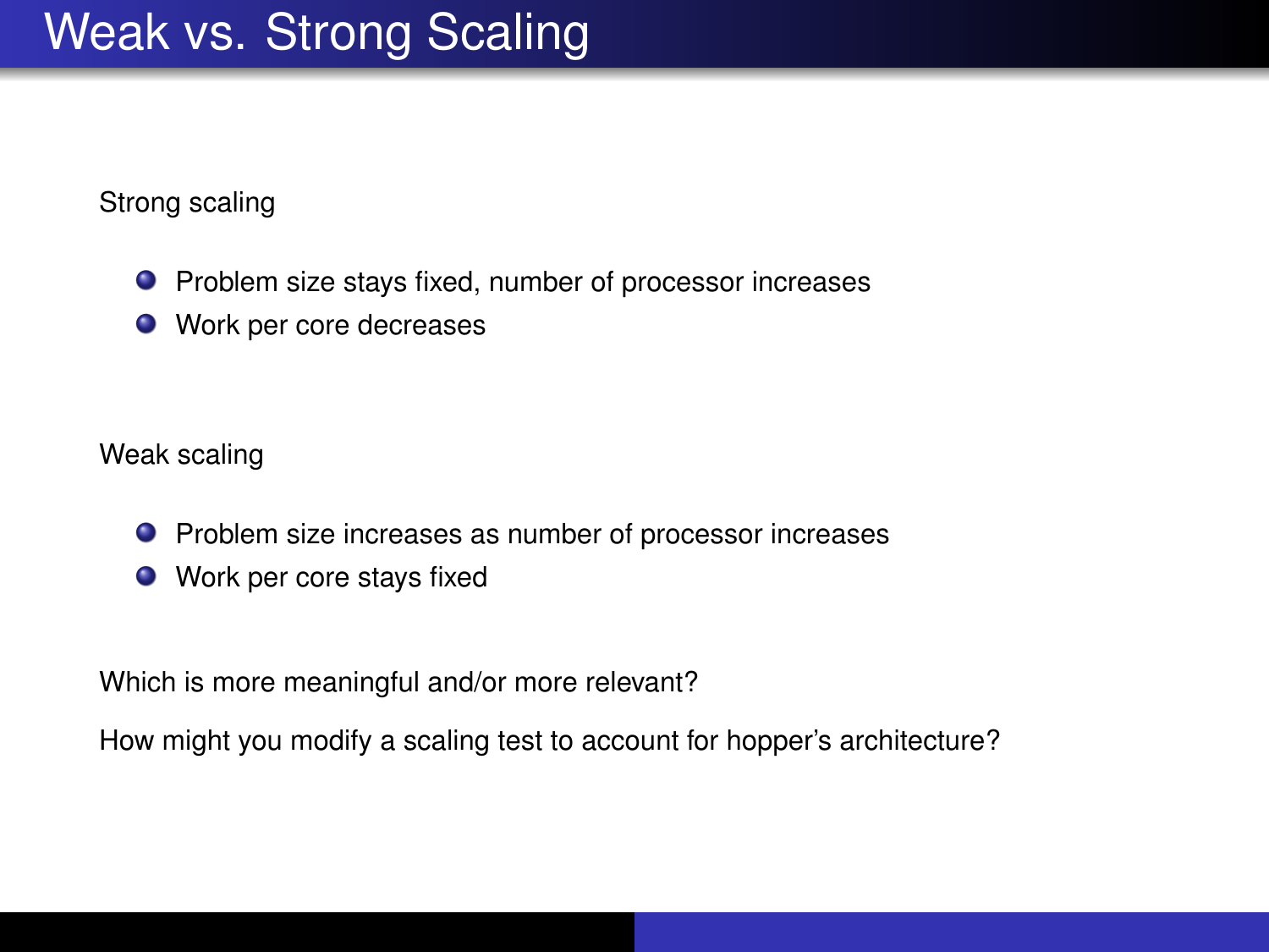# Weak vs. Strong Scaling

Strong scaling

- Problem size stays fixed, number of processor increases
- Work per core decreases

Weak scaling

- Problem size increases as number of processor increases
- Work per core stays fixed

Which is more meaningful and/or more relevant?

How might you modify a scaling test to account for hopper's architecture?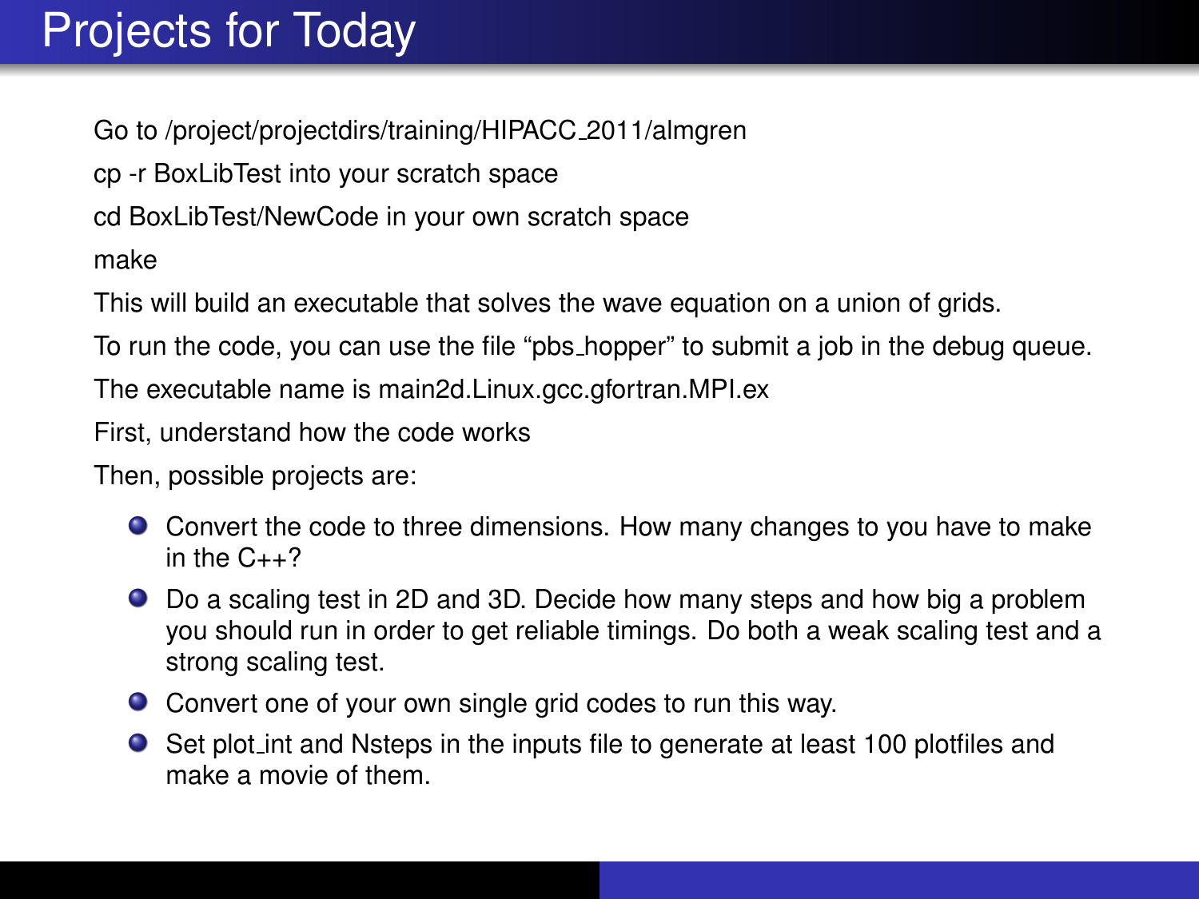# Projects for Today

Go to /project/projectdirs/training/HIPACC_2011/almgren

cp -r BoxLibTest into your scratch space

cd BoxLibTest/NewCode in your own scratch space

make

This will build an executable that solves the wave equation on a union of grids.

To run the code, you can use the file "pbs_hopper" to submit a job in the debug queue.

The executable name is main2d.Linux.gcc.gfortran.MPI.ex

First, understand how the code works

Then, possible projects are:

- Convert the code to three dimensions. How many changes to you have to make in the C++?
- Do a scaling test in 2D and 3D. Decide how many steps and how big a problem you should run in order to get reliable timings. Do both a weak scaling test and a strong scaling test.
- Convert one of your own single grid codes to run this way.
- Set plot_int and Nsteps in the inputs file to generate at least 100 plotfiles and make a movie of them.